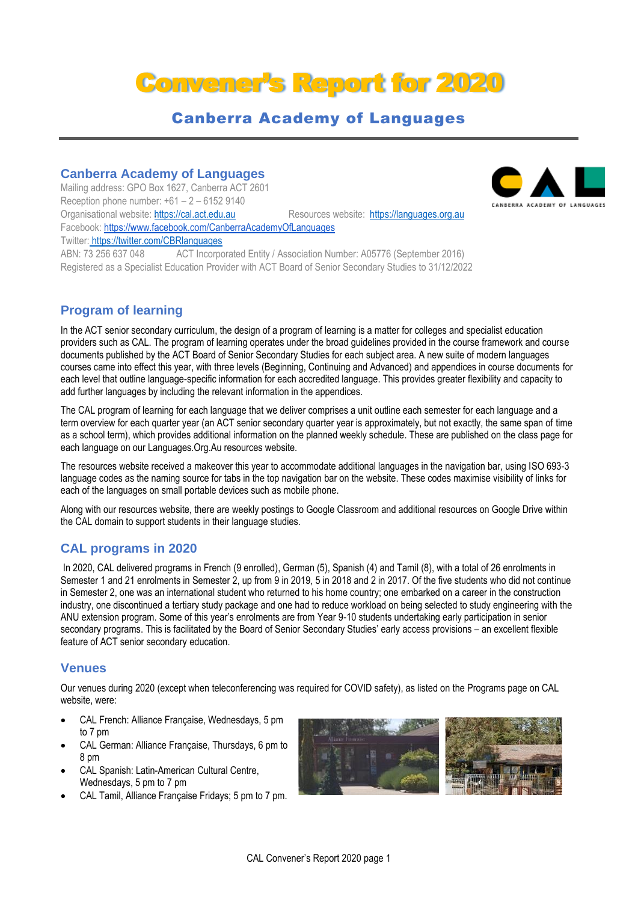# Convener's Report for 2020

## Canberra Academy of Languages

### Canberra Academy of Languages

Mailing address: GPO Box 1627, Canberra ACT 2601
Reception phone number: +61 – 2 – 6152 9140
Organisational website: https://cal.act.edu.au Resources website: https://languages.org.au
Facebook: https://www.facebook.com/CanberraAcademyOfLanguages
Twitter: https://twitter.com/CBRlanguages
ABN: 73 256 637 048 ACT Incorporated Entity / Association Number: A05776 (September 2016)
Registered as a Specialist Education Provider with ACT Board of Senior Secondary Studies to 31/12/2022

### Program of learning

In the ACT senior secondary curriculum, the design of a program of learning is a matter for colleges and specialist education providers such as CAL. The program of learning operates under the broad guidelines provided in the course framework and course documents published by the ACT Board of Senior Secondary Studies for each subject area. A new suite of modern languages courses came into effect this year, with three levels (Beginning, Continuing and Advanced) and appendices in course documents for each level that outline language-specific information for each accredited language. This provides greater flexibility and capacity to add further languages by including the relevant information in the appendices.

The CAL program of learning for each language that we deliver comprises a unit outline each semester for each language and a term overview for each quarter year (an ACT senior secondary quarter year is approximately, but not exactly, the same span of time as a school term), which provides additional information on the planned weekly schedule. These are published on the class page for each language on our Languages.Org.Au resources website.

The resources website received a makeover this year to accommodate additional languages in the navigation bar, using ISO 693-3 language codes as the naming source for tabs in the top navigation bar on the website. These codes maximise visibility of links for each of the languages on small portable devices such as mobile phone.

Along with our resources website, there are weekly postings to Google Classroom and additional resources on Google Drive within the CAL domain to support students in their language studies.

### CAL programs in 2020

In 2020, CAL delivered programs in French (9 enrolled), German (5), Spanish (4) and Tamil (8), with a total of 26 enrolments in Semester 1 and 21 enrolments in Semester 2, up from 9 in 2019, 5 in 2018 and 2 in 2017. Of the five students who did not continue in Semester 2, one was an international student who returned to his home country; one embarked on a career in the construction industry, one discontinued a tertiary study package and one had to reduce workload on being selected to study engineering with the ANU extension program. Some of this year's enrolments are from Year 9-10 students undertaking early participation in senior secondary programs. This is facilitated by the Board of Senior Secondary Studies' early access provisions – an excellent flexible feature of ACT senior secondary education.

### Venues

Our venues during 2020 (except when teleconferencing was required for COVID safety), as listed on the Programs page on CAL website, were:

- CAL French: Alliance Française, Wednesdays, 5 pm to 7 pm
- CAL German: Alliance Française, Thursdays, 6 pm to 8 pm
- CAL Spanish: Latin-American Cultural Centre, Wednesdays, 5 pm to 7 pm
- CAL Tamil, Alliance Française Fridays; 5 pm to 7 pm.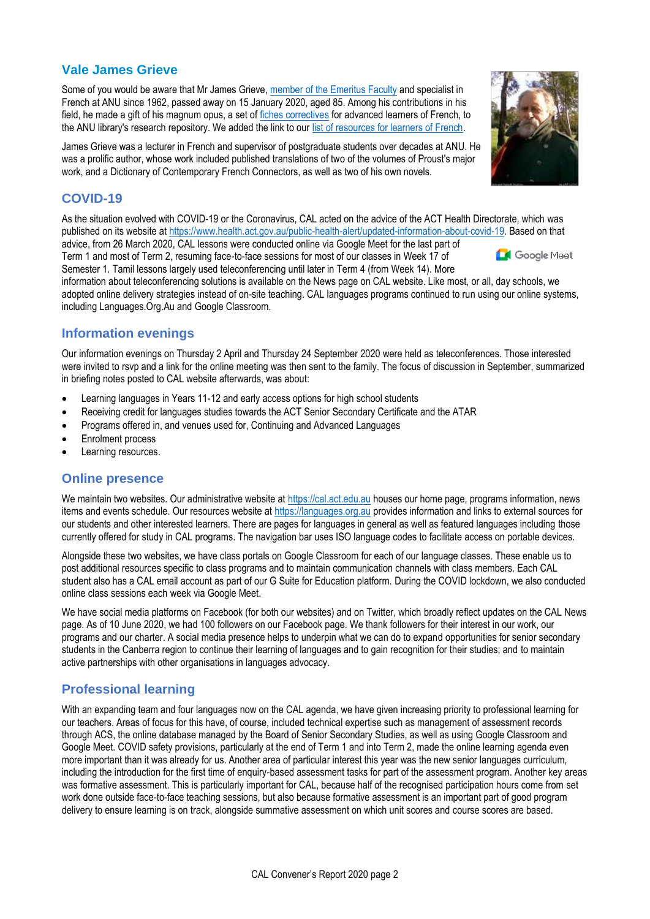## Vale James Grieve

Some of you would be aware that Mr James Grieve, member of the Emeritus Faculty and specialist in French at ANU since 1962, passed away on 15 January 2020, aged 85. Among his contributions in his field, he made a gift of his magnum opus, a set of fiches correctives for advanced learners of French, to the ANU library's research repository. We added the link to our list of resources for learners of French.

James Grieve was a lecturer in French and supervisor of postgraduate students over decades at ANU. He was a prolific author, whose work included published translations of two of the volumes of Proust's major work, and a Dictionary of Contemporary French Connectors, as well as two of his own novels.

## COVID-19

As the situation evolved with COVID-19 or the Coronavirus, CAL acted on the advice of the ACT Health Directorate, which was published on its website at https://www.health.act.gov.au/public-health-alert/updated-information-about-covid-19. Based on that advice, from 26 March 2020, CAL lessons were conducted online via Google Meet for the last part of Term 1 and most of Term 2, resuming face-to-face sessions for most of our classes in Week 17 of Semester 1. Tamil lessons largely used teleconferencing until later in Term 4 (from Week 14). More information about teleconferencing solutions is available on the News page on CAL website. Like most, or all, day schools, we adopted online delivery strategies instead of on-site teaching. CAL languages programs continued to run using our online systems, including Languages.Org.Au and Google Classroom.

## Information evenings

Our information evenings on Thursday 2 April and Thursday 24 September 2020 were held as teleconferences. Those interested were invited to rsvp and a link for the online meeting was then sent to the family. The focus of discussion in September, summarized in briefing notes posted to CAL website afterwards, was about:

- Learning languages in Years 11-12 and early access options for high school students
- Receiving credit for languages studies towards the ACT Senior Secondary Certificate and the ATAR
- Programs offered in, and venues used for, Continuing and Advanced Languages
- Enrolment process
- Learning resources.

## Online presence

We maintain two websites. Our administrative website at https://cal.act.edu.au houses our home page, programs information, news items and events schedule. Our resources website at https://languages.org.au provides information and links to external sources for our students and other interested learners. There are pages for languages in general as well as featured languages including those currently offered for study in CAL programs. The navigation bar uses ISO language codes to facilitate access on portable devices.

Alongside these two websites, we have class portals on Google Classroom for each of our language classes. These enable us to post additional resources specific to class programs and to maintain communication channels with class members. Each CAL student also has a CAL email account as part of our G Suite for Education platform. During the COVID lockdown, we also conducted online class sessions each week via Google Meet.

We have social media platforms on Facebook (for both our websites) and on Twitter, which broadly reflect updates on the CAL News page. As of 10 June 2020, we had 100 followers on our Facebook page. We thank followers for their interest in our work, our programs and our charter. A social media presence helps to underpin what we can do to expand opportunities for senior secondary students in the Canberra region to continue their learning of languages and to gain recognition for their studies; and to maintain active partnerships with other organisations in languages advocacy.

## Professional learning

With an expanding team and four languages now on the CAL agenda, we have given increasing priority to professional learning for our teachers. Areas of focus for this have, of course, included technical expertise such as management of assessment records through ACS, the online database managed by the Board of Senior Secondary Studies, as well as using Google Classroom and Google Meet. COVID safety provisions, particularly at the end of Term 1 and into Term 2, made the online learning agenda even more important than it was already for us. Another area of particular interest this year was the new senior languages curriculum, including the introduction for the first time of enquiry-based assessment tasks for part of the assessment program. Another key areas was formative assessment. This is particularly important for CAL, because half of the recognised participation hours come from set work done outside face-to-face teaching sessions, but also because formative assessment is an important part of good program delivery to ensure learning is on track, alongside summative assessment on which unit scores and course scores are based.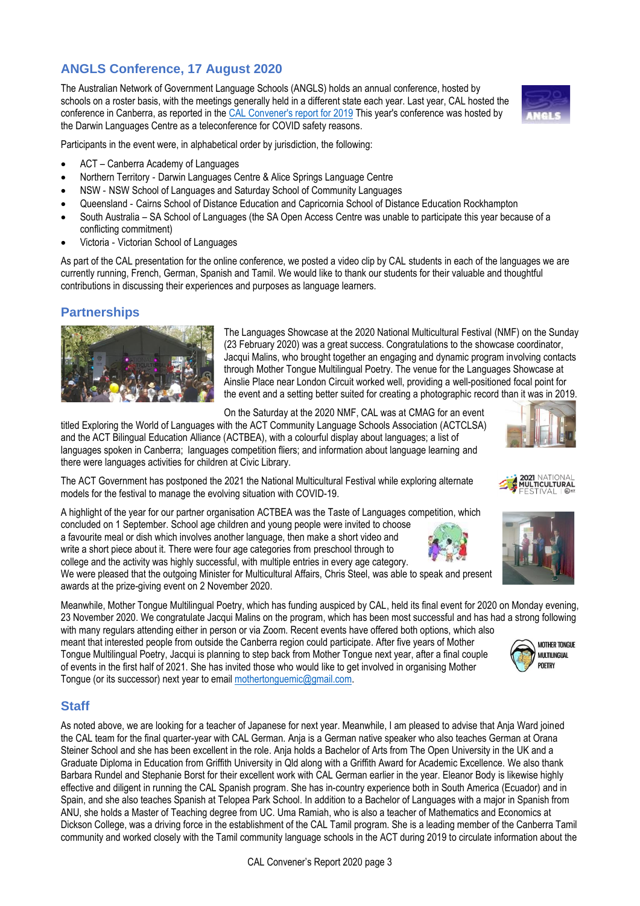## ANGLS Conference, 17 August 2020

The Australian Network of Government Language Schools (ANGLS) holds an annual conference, hosted by schools on a roster basis, with the meetings generally held in a different state each year. Last year, CAL hosted the conference in Canberra, as reported in the CAL Convener's report for 2019 This year's conference was hosted by the Darwin Languages Centre as a teleconference for COVID safety reasons.

Participants in the event were, in alphabetical order by jurisdiction, the following:

- ACT – Canberra Academy of Languages
- Northern Territory - Darwin Languages Centre & Alice Springs Language Centre
- NSW - NSW School of Languages and Saturday School of Community Languages
- Queensland - Cairns School of Distance Education and Capricornia School of Distance Education Rockhampton
- South Australia – SA School of Languages (the SA Open Access Centre was unable to participate this year because of a conflicting commitment)
- Victoria - Victorian School of Languages

As part of the CAL presentation for the online conference, we posted a video clip by CAL students in each of the languages we are currently running, French, German, Spanish and Tamil. We would like to thank our students for their valuable and thoughtful contributions in discussing their experiences and purposes as language learners.

## Partnerships

The Languages Showcase at the 2020 National Multicultural Festival (NMF) on the Sunday (23 February 2020) was a great success. Congratulations to the showcase coordinator, Jacqui Malins, who brought together an engaging and dynamic program involving contacts through Mother Tongue Multilingual Poetry. The venue for the Languages Showcase at Ainslie Place near London Circuit worked well, providing a well-positioned focal point for the event and a setting better suited for creating a photographic record than it was in 2019.

On the Saturday at the 2020 NMF, CAL was at CMAG for an event titled Exploring the World of Languages with the ACT Community Language Schools Association (ACTCLSA) and the ACT Bilingual Education Alliance (ACTBEA), with a colourful display about languages; a list of languages spoken in Canberra; languages competition fliers; and information about language learning and there were languages activities for children at Civic Library.

The ACT Government has postponed the 2021 the National Multicultural Festival while exploring alternate models for the festival to manage the evolving situation with COVID-19.

A highlight of the year for our partner organisation ACTBEA was the Taste of Languages competition, which concluded on 1 September. School age children and young people were invited to choose a favourite meal or dish which involves another language, then make a short video and write a short piece about it. There were four age categories from preschool through to college and the activity was highly successful, with multiple entries in every age category. We were pleased that the outgoing Minister for Multicultural Affairs, Chris Steel, was able to speak and present awards at the prize-giving event on 2 November 2020.

Meanwhile, Mother Tongue Multilingual Poetry, which has funding auspiced by CAL, held its final event for 2020 on Monday evening, 23 November 2020. We congratulate Jacqui Malins on the program, which has been most successful and has had a strong following with many regulars attending either in person or via Zoom. Recent events have offered both options, which also meant that interested people from outside the Canberra region could participate. After five years of Mother Tongue Multilingual Poetry, Jacqui is planning to step back from Mother Tongue next year, after a final couple of events in the first half of 2021. She has invited those who would like to get involved in organising Mother Tongue (or its successor) next year to email mothertonguemic@gmail.com.

## Staff

As noted above, we are looking for a teacher of Japanese for next year. Meanwhile, I am pleased to advise that Anja Ward joined the CAL team for the final quarter-year with CAL German. Anja is a German native speaker who also teaches German at Orana Steiner School and she has been excellent in the role. Anja holds a Bachelor of Arts from The Open University in the UK and a Graduate Diploma in Education from Griffith University in Qld along with a Griffith Award for Academic Excellence. We also thank Barbara Rundel and Stephanie Borst for their excellent work with CAL German earlier in the year. Eleanor Body is likewise highly effective and diligent in running the CAL Spanish program. She has in-country experience both in South America (Ecuador) and in Spain, and she also teaches Spanish at Telopea Park School. In addition to a Bachelor of Languages with a major in Spanish from ANU, she holds a Master of Teaching degree from UC. Uma Ramiah, who is also a teacher of Mathematics and Economics at Dickson College, was a driving force in the establishment of the CAL Tamil program. She is a leading member of the Canberra Tamil community and worked closely with the Tamil community language schools in the ACT during 2019 to circulate information about the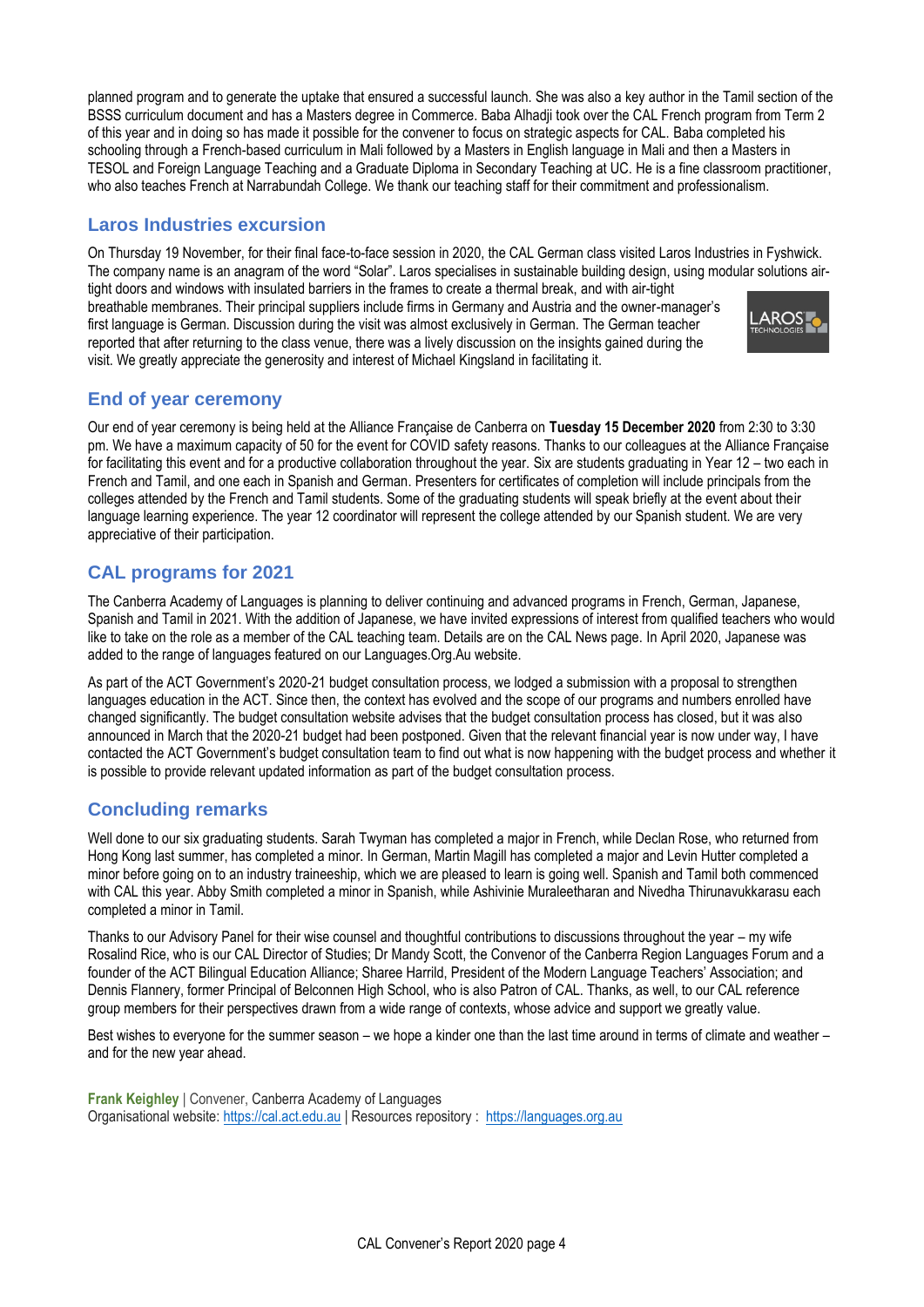planned program and to generate the uptake that ensured a successful launch. She was also a key author in the Tamil section of the BSSS curriculum document and has a Masters degree in Commerce. Baba Alhadji took over the CAL French program from Term 2 of this year and in doing so has made it possible for the convener to focus on strategic aspects for CAL. Baba completed his schooling through a French-based curriculum in Mali followed by a Masters in English language in Mali and then a Masters in TESOL and Foreign Language Teaching and a Graduate Diploma in Secondary Teaching at UC. He is a fine classroom practitioner, who also teaches French at Narrabundah College. We thank our teaching staff for their commitment and professionalism.

## Laros Industries excursion

On Thursday 19 November, for their final face-to-face session in 2020, the CAL German class visited Laros Industries in Fyshwick. The company name is an anagram of the word "Solar". Laros specialises in sustainable building design, using modular solutions air-tight doors and windows with insulated barriers in the frames to create a thermal break, and with air-tight breathable membranes. Their principal suppliers include firms in Germany and Austria and the owner-manager's first language is German. Discussion during the visit was almost exclusively in German. The German teacher reported that after returning to the class venue, there was a lively discussion on the insights gained during the visit. We greatly appreciate the generosity and interest of Michael Kingsland in facilitating it.

## End of year ceremony

Our end of year ceremony is being held at the Alliance Française de Canberra on **Tuesday 15 December 2020** from 2:30 to 3:30 pm. We have a maximum capacity of 50 for the event for COVID safety reasons. Thanks to our colleagues at the Alliance Française for facilitating this event and for a productive collaboration throughout the year. Six are students graduating in Year 12 – two each in French and Tamil, and one each in Spanish and German. Presenters for certificates of completion will include principals from the colleges attended by the French and Tamil students. Some of the graduating students will speak briefly at the event about their language learning experience. The year 12 coordinator will represent the college attended by our Spanish student. We are very appreciative of their participation.

## CAL programs for 2021

The Canberra Academy of Languages is planning to deliver continuing and advanced programs in French, German, Japanese, Spanish and Tamil in 2021. With the addition of Japanese, we have invited expressions of interest from qualified teachers who would like to take on the role as a member of the CAL teaching team. Details are on the CAL News page. In April 2020, Japanese was added to the range of languages featured on our Languages.Org.Au website.

As part of the ACT Government's 2020-21 budget consultation process, we lodged a submission with a proposal to strengthen languages education in the ACT. Since then, the context has evolved and the scope of our programs and numbers enrolled have changed significantly. The budget consultation website advises that the budget consultation process has closed, but it was also announced in March that the 2020-21 budget had been postponed. Given that the relevant financial year is now under way, I have contacted the ACT Government's budget consultation team to find out what is now happening with the budget process and whether it is possible to provide relevant updated information as part of the budget consultation process.

## Concluding remarks

Well done to our six graduating students. Sarah Twyman has completed a major in French, while Declan Rose, who returned from Hong Kong last summer, has completed a minor. In German, Martin Magill has completed a major and Levin Hutter completed a minor before going on to an industry traineeship, which we are pleased to learn is going well. Spanish and Tamil both commenced with CAL this year. Abby Smith completed a minor in Spanish, while Ashivinie Muraleetharan and Nivedha Thirunavukkarasu each completed a minor in Tamil.

Thanks to our Advisory Panel for their wise counsel and thoughtful contributions to discussions throughout the year – my wife Rosalind Rice, who is our CAL Director of Studies; Dr Mandy Scott, the Convenor of the Canberra Region Languages Forum and a founder of the ACT Bilingual Education Alliance; Sharee Harrild, President of the Modern Language Teachers' Association; and Dennis Flannery, former Principal of Belconnen High School, who is also Patron of CAL. Thanks, as well, to our CAL reference group members for their perspectives drawn from a wide range of contexts, whose advice and support we greatly value.

Best wishes to everyone for the summer season – we hope a kinder one than the last time around in terms of climate and weather – and for the new year ahead.

**Frank Keighley** | Convener, Canberra Academy of Languages
Organisational website: https://cal.act.edu.au | Resources repository : https://languages.org.au